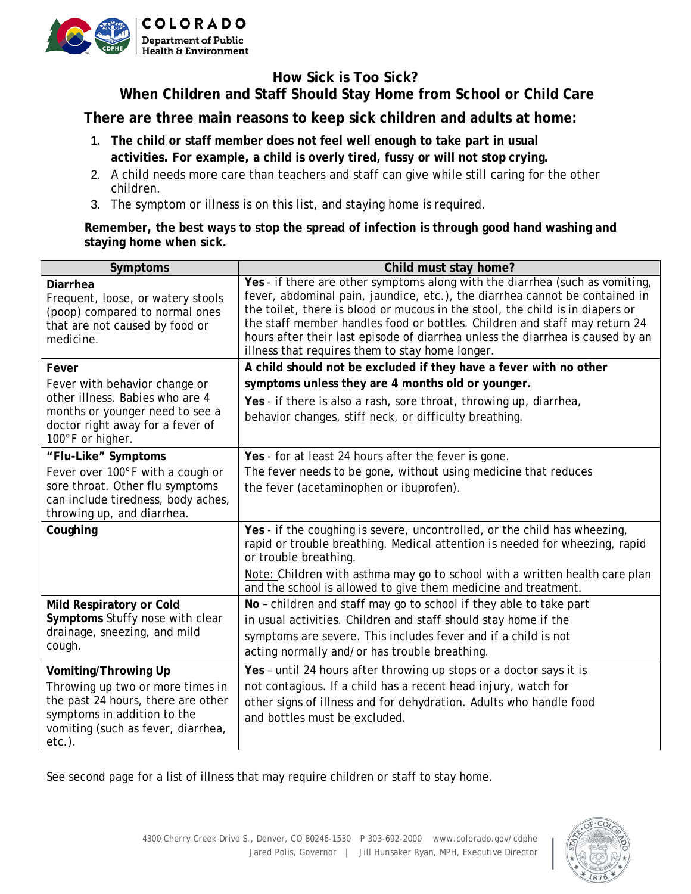COLORADO
Department of Public Health & Environment

# How Sick is Too Sick?
# When Children and Staff Should Stay Home from School or Child Care

## There are three main reasons to keep sick children and adults at home:

1. **The child or staff member does not feel well enough to take part in usual activities. For example, a child is overly tired, fussy or will not stop crying.**
2. A child needs more care than teachers and staff can give while still caring for the other children.
3. The symptom or illness is on this list, and staying home is required.

**Remember, the best ways to stop the spread of infection is through good hand washing and staying home when sick.**

| Symptoms | Child must stay home? |
|---|---|
| **Diarrhea** Frequent, loose, or watery stools (poop) compared to normal ones that are not caused by food or medicine. | **Yes** - if there are other symptoms along with the diarrhea (such as vomiting, fever, abdominal pain, jaundice, etc.), the diarrhea cannot be contained in the toilet, there is blood or mucous in the stool, the child is in diapers or the staff member handles food or bottles. Children and staff may return 24 hours after their last episode of diarrhea unless the diarrhea is caused by an illness that requires them to stay home longer. |
| **Fever** Fever with behavior change or other illness. Babies who are 4 months or younger need to see a doctor right away for a fever of 100°F or higher. | **A child should not be excluded if they have a fever with no other symptoms unless they are 4 months old or younger.** **Yes** - if there is also a rash, sore throat, throwing up, diarrhea, behavior changes, stiff neck, or difficulty breathing. |
| **"Flu-Like" Symptoms** Fever over 100°F with a cough or sore throat. Other flu symptoms can include tiredness, body aches, throwing up, and diarrhea. | **Yes** - for at least 24 hours after the fever is gone. The fever needs to be gone, without using medicine that reduces the fever (acetaminophen or ibuprofen). |
| **Coughing** | **Yes** - if the coughing is severe, uncontrolled, or the child has wheezing, rapid or trouble breathing. Medical attention is needed for wheezing, rapid or trouble breathing. Note: Children with asthma may go to school with a written health care plan and the school is allowed to give them medicine and treatment. |
| **Mild Respiratory or Cold Symptoms** Stuffy nose with clear drainage, sneezing, and mild cough. | **No** – children and staff may go to school if they able to take part in usual activities. Children and staff should stay home if the symptoms are severe. This includes fever and if a child is not acting normally and/or has trouble breathing. |
| **Vomiting/Throwing Up** Throwing up two or more times in the past 24 hours, there are other symptoms in addition to the vomiting (such as fever, diarrhea, etc.). | **Yes** – until 24 hours after throwing up stops or a doctor says it is not contagious. If a child has a recent head injury, watch for other signs of illness and for dehydration. Adults who handle food and bottles must be excluded. |

See second page for a list of illness that may require children or staff to stay home.

4300 Cherry Creek Drive S., Denver, CO 80246-1530 P 303-692-2000 www.colorado.gov/cdphe
Jared Polis, Governor | Jill Hunsaker Ryan, MPH, Executive Director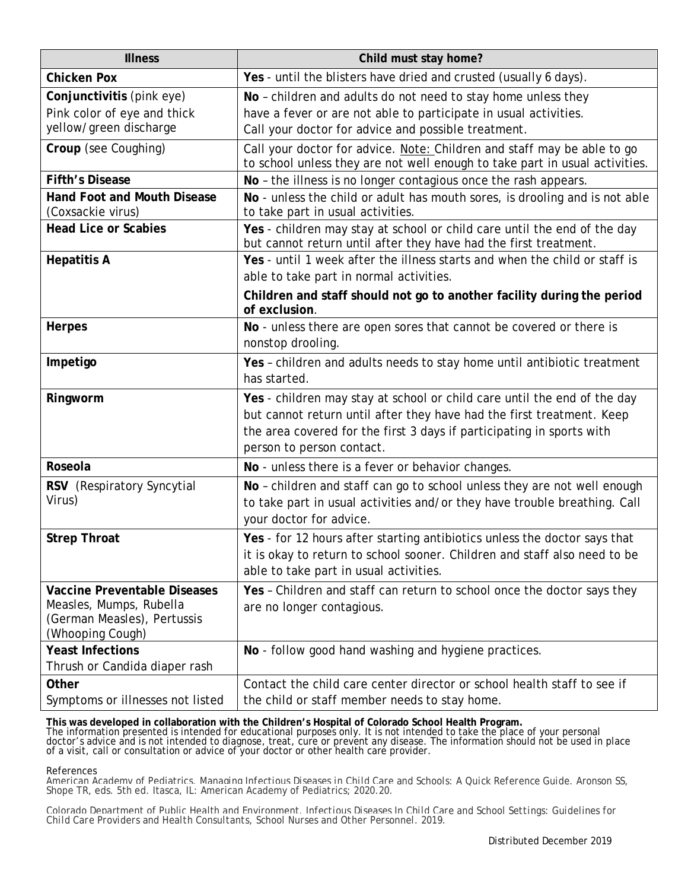| Illness | Child must stay home? |
|---|---|
| **Chicken Pox** | **Yes** - until the blisters have dried and crusted (usually 6 days). |
| **Conjunctivitis** (pink eye)<br>Pink color of eye and thick yellow/green discharge | **No** – children and adults do not need to stay home unless they have a fever or are not able to participate in usual activities.<br>Call your doctor for advice and possible treatment. |
| **Croup** (see Coughing) | Call your doctor for advice. Note: Children and staff may be able to go to school unless they are not well enough to take part in usual activities. |
| **Fifth's Disease** | **No** – the illness is no longer contagious once the rash appears. |
| **Hand Foot and Mouth Disease** (Coxsackie virus) | **No** - unless the child or adult has mouth sores, is drooling and is not able to take part in usual activities. |
| **Head Lice or Scabies** | **Yes** - children may stay at school or child care until the end of the day but cannot return until after they have had the first treatment. |
| **Hepatitis A** | **Yes** - until 1 week after the illness starts and when the child or staff is able to take part in normal activities.<br>**Children and staff should not go to another facility during the period of exclusion**. |
| **Herpes** | **No** - unless there are open sores that cannot be covered or there is nonstop drooling. |
| **Impetigo** | **Yes** – children and adults needs to stay home until antibiotic treatment has started. |
| **Ringworm** | **Yes** - children may stay at school or child care until the end of the day but cannot return until after they have had the first treatment. Keep the area covered for the first 3 days if participating in sports with person to person contact. |
| **Roseola** | **No** - unless there is a fever or behavior changes. |
| **RSV** (Respiratory Syncytial Virus) | **No** – children and staff can go to school unless they are not well enough to take part in usual activities and/or they have trouble breathing. Call your doctor for advice. |
| **Strep Throat** | **Yes** - for 12 hours after starting antibiotics unless the doctor says that it is okay to return to school sooner. Children and staff also need to be able to take part in usual activities. |
| **Vaccine Preventable Diseases**<br>Measles, Mumps, Rubella (German Measles), Pertussis (Whooping Cough) | **Yes** – Children and staff can return to school once the doctor says they are no longer contagious. |
| **Yeast Infections**<br>Thrush or Candida diaper rash | **No** - follow good hand washing and hygiene practices. |
| **Other**<br>Symptoms or illnesses not listed | Contact the child care center director or school health staff to see if the child or staff member needs to stay home. |

**This was developed in collaboration with the Children's Hospital of Colorado School Health Program.**
The information presented is intended for educational purposes only. It is not intended to take the place of your personal doctor's advice and is not intended to diagnose, treat, cure or prevent any disease. The information should not be used in place of a visit, call or consultation or advice of your doctor or other health care provider.

References

American Academy of Pediatrics. *Managing Infectious Diseases in Child Care and Schools: A Quick Reference Guide.* Aronson SS, Shope TR, eds. 5th ed. Itasca, IL: American Academy of Pediatrics; 2020.20.

Colorado Department of Public Health and Environment. *Infectious Diseases In Child Care and School Settings: Guidelines for Child Care Providers and Health Consultants, School Nurses and Other Personnel.* 2019.

Distributed December 2019